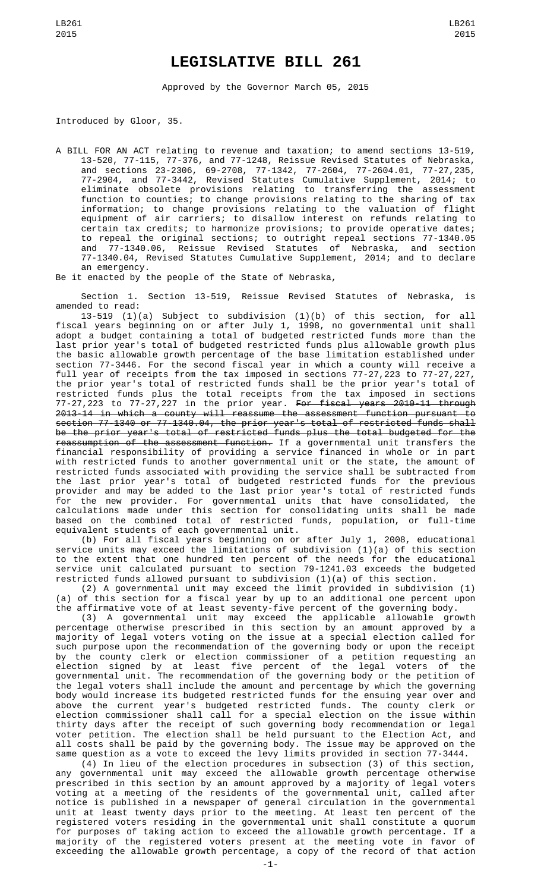# LEGISLATIVE BILL 261

Approved by the Governor March 05, 2015

Introduced by Gloor, 35.

A BILL FOR AN ACT relating to revenue and taxation; to amend sections 13-519, 13-520, 77-115, 77-376, and 77-1248, Reissue Revised Statutes of Nebraska, and sections 23-2306, 69-2708, 77-1342, 77-2604, 77-2604.01, 77-27,235, 77-2904, and 77-3442, Revised Statutes Cumulative Supplement, 2014; to eliminate obsolete provisions relating to transferring the assessment function to counties; to change provisions relating to the sharing of tax information; to change provisions relating to the valuation of flight equipment of air carriers; to disallow interest on refunds relating to certain tax credits; to harmonize provisions; to provide operative dates; to repeal the original sections; to outright repeal sections 77-1340.05 and 77-1340.06, Reissue Revised Statutes of Nebraska, and section 77-1340.04, Revised Statutes Cumulative Supplement, 2014; and to declare an emergency.

Be it enacted by the people of the State of Nebraska,

Section 1. Section 13-519, Reissue Revised Statutes of Nebraska, is amended to read:

13-519 (1)(a) Subject to subdivision (1)(b) of this section, for all fiscal years beginning on or after July 1, 1998, no governmental unit shall adopt a budget containing a total of budgeted restricted funds more than the last prior year's total of budgeted restricted funds plus allowable growth plus the basic allowable growth percentage of the base limitation established under section 77-3446. For the second fiscal year in which a county will receive a full year of receipts from the tax imposed in sections 77-27,223 to 77-27,227, the prior year's total of restricted funds shall be the prior year's total of restricted funds plus the total receipts from the tax imposed in sections 77-27,223 to 77-27,227 in the prior year. ~~For fiscal years 2010-11 through 2013-14 in which a county will reassume the assessment function pursuant to section 77-1340 or 77-1340.04, the prior year's total of restricted funds shall be the prior year's total of restricted funds plus the total budgeted for the reassumption of the assessment function.~~ If a governmental unit transfers the financial responsibility of providing a service financed in whole or in part with restricted funds to another governmental unit or the state, the amount of restricted funds associated with providing the service shall be subtracted from the last prior year's total of budgeted restricted funds for the previous provider and may be added to the last prior year's total of restricted funds for the new provider. For governmental units that have consolidated, the calculations made under this section for consolidating units shall be made based on the combined total of restricted funds, population, or full-time equivalent students of each governmental unit.

(b) For all fiscal years beginning on or after July 1, 2008, educational service units may exceed the limitations of subdivision (1)(a) of this section to the extent that one hundred ten percent of the needs for the educational service unit calculated pursuant to section 79-1241.03 exceeds the budgeted restricted funds allowed pursuant to subdivision (1)(a) of this section.

(2) A governmental unit may exceed the limit provided in subdivision (1)(a) of this section for a fiscal year by up to an additional one percent upon the affirmative vote of at least seventy-five percent of the governing body.

(3) A governmental unit may exceed the applicable allowable growth percentage otherwise prescribed in this section by an amount approved by a majority of legal voters voting on the issue at a special election called for such purpose upon the recommendation of the governing body or upon the receipt by the county clerk or election commissioner of a petition requesting an election signed by at least five percent of the legal voters of the governmental unit. The recommendation of the governing body or the petition of the legal voters shall include the amount and percentage by which the governing body would increase its budgeted restricted funds for the ensuing year over and above the current year's budgeted restricted funds. The county clerk or election commissioner shall call for a special election on the issue within thirty days after the receipt of such governing body recommendation or legal voter petition. The election shall be held pursuant to the Election Act, and all costs shall be paid by the governing body. The issue may be approved on the same question as a vote to exceed the levy limits provided in section 77-3444.

(4) In lieu of the election procedures in subsection (3) of this section, any governmental unit may exceed the allowable growth percentage otherwise prescribed in this section by an amount approved by a majority of legal voters voting at a meeting of the residents of the governmental unit, called after notice is published in a newspaper of general circulation in the governmental unit at least twenty days prior to the meeting. At least ten percent of the registered voters residing in the governmental unit shall constitute a quorum for purposes of taking action to exceed the allowable growth percentage. If a majority of the registered voters present at the meeting vote in favor of exceeding the allowable growth percentage, a copy of the record of that action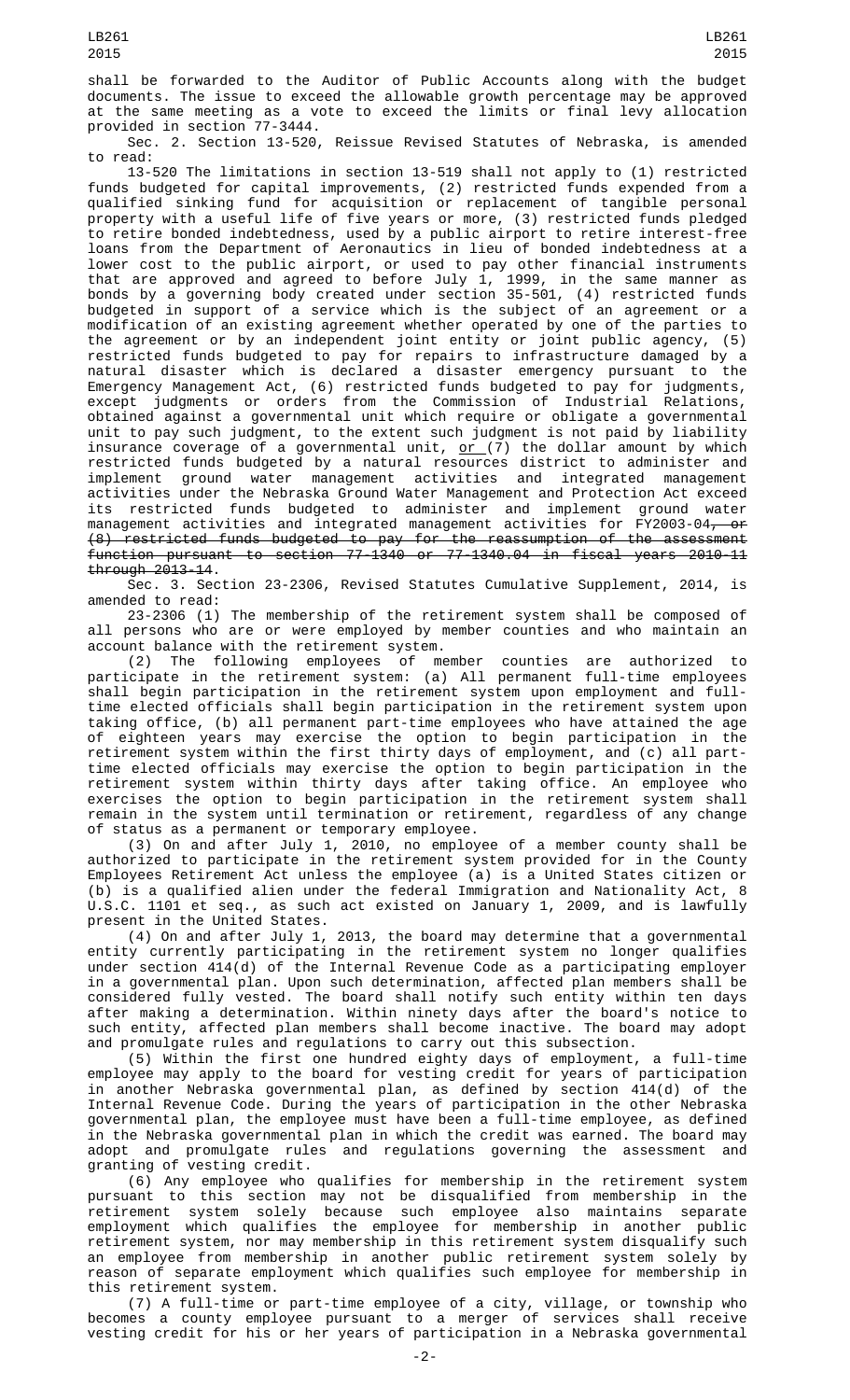shall be forwarded to the Auditor of Public Accounts along with the budget documents. The issue to exceed the allowable growth percentage may be approved at the same meeting as a vote to exceed the limits or final levy allocation provided in section 77-3444.

Sec. 2. Section 13-520, Reissue Revised Statutes of Nebraska, is amended to read:

13-520 The limitations in section 13-519 shall not apply to (1) restricted funds budgeted for capital improvements, (2) restricted funds expended from a qualified sinking fund for acquisition or replacement of tangible personal property with a useful life of five years or more, (3) restricted funds pledged to retire bonded indebtedness, used by a public airport to retire interest-free loans from the Department of Aeronautics in lieu of bonded indebtedness at a lower cost to the public airport, or used to pay other financial instruments that are approved and agreed to before July 1, 1999, in the same manner as bonds by a governing body created under section 35-501, (4) restricted funds budgeted in support of a service which is the subject of an agreement or a modification of an existing agreement whether operated by one of the parties to the agreement or by an independent joint entity or joint public agency, (5) restricted funds budgeted to pay for repairs to infrastructure damaged by a natural disaster which is declared a disaster emergency pursuant to the Emergency Management Act, (6) restricted funds budgeted to pay for judgments, except judgments or orders from the Commission of Industrial Relations, obtained against a governmental unit which require or obligate a governmental unit to pay such judgment, to the extent such judgment is not paid by liability insurance coverage of a governmental unit, or (7) the dollar amount by which restricted funds budgeted by a natural resources district to administer and implement ground water management activities and integrated management activities under the Nebraska Ground Water Management and Protection Act exceed its restricted funds budgeted to administer and implement ground water management activities and integrated management activities for FY2003-04~~, or (8) restricted funds budgeted to pay for the reassumption of the assessment function pursuant to section 77-1340 or 77-1340.04 in fiscal years 2010-11 through 2013-14~~.

Sec. 3. Section 23-2306, Revised Statutes Cumulative Supplement, 2014, is amended to read:

23-2306 (1) The membership of the retirement system shall be composed of all persons who are or were employed by member counties and who maintain an account balance with the retirement system.

(2) The following employees of member counties are authorized to participate in the retirement system: (a) All permanent full-time employees shall begin participation in the retirement system upon employment and full-time elected officials shall begin participation in the retirement system upon taking office, (b) all permanent part-time employees who have attained the age of eighteen years may exercise the option to begin participation in the retirement system within the first thirty days of employment, and (c) all part-time elected officials may exercise the option to begin participation in the retirement system within thirty days after taking office. An employee who exercises the option to begin participation in the retirement system shall remain in the system until termination or retirement, regardless of any change of status as a permanent or temporary employee.

(3) On and after July 1, 2010, no employee of a member county shall be authorized to participate in the retirement system provided for in the County Employees Retirement Act unless the employee (a) is a United States citizen or (b) is a qualified alien under the federal Immigration and Nationality Act, 8 U.S.C. 1101 et seq., as such act existed on January 1, 2009, and is lawfully present in the United States.

(4) On and after July 1, 2013, the board may determine that a governmental entity currently participating in the retirement system no longer qualifies under section 414(d) of the Internal Revenue Code as a participating employer in a governmental plan. Upon such determination, affected plan members shall be considered fully vested. The board shall notify such entity within ten days after making a determination. Within ninety days after the board's notice to such entity, affected plan members shall become inactive. The board may adopt and promulgate rules and regulations to carry out this subsection.

(5) Within the first one hundred eighty days of employment, a full-time employee may apply to the board for vesting credit for years of participation in another Nebraska governmental plan, as defined by section 414(d) of the Internal Revenue Code. During the years of participation in the other Nebraska governmental plan, the employee must have been a full-time employee, as defined in the Nebraska governmental plan in which the credit was earned. The board may adopt and promulgate rules and regulations governing the assessment and granting of vesting credit.

(6) Any employee who qualifies for membership in the retirement system pursuant to this section may not be disqualified from membership in the retirement system solely because such employee also maintains separate employment which qualifies the employee for membership in another public retirement system, nor may membership in this retirement system disqualify such an employee from membership in another public retirement system solely by reason of separate employment which qualifies such employee for membership in this retirement system.

(7) A full-time or part-time employee of a city, village, or township who becomes a county employee pursuant to a merger of services shall receive vesting credit for his or her years of participation in a Nebraska governmental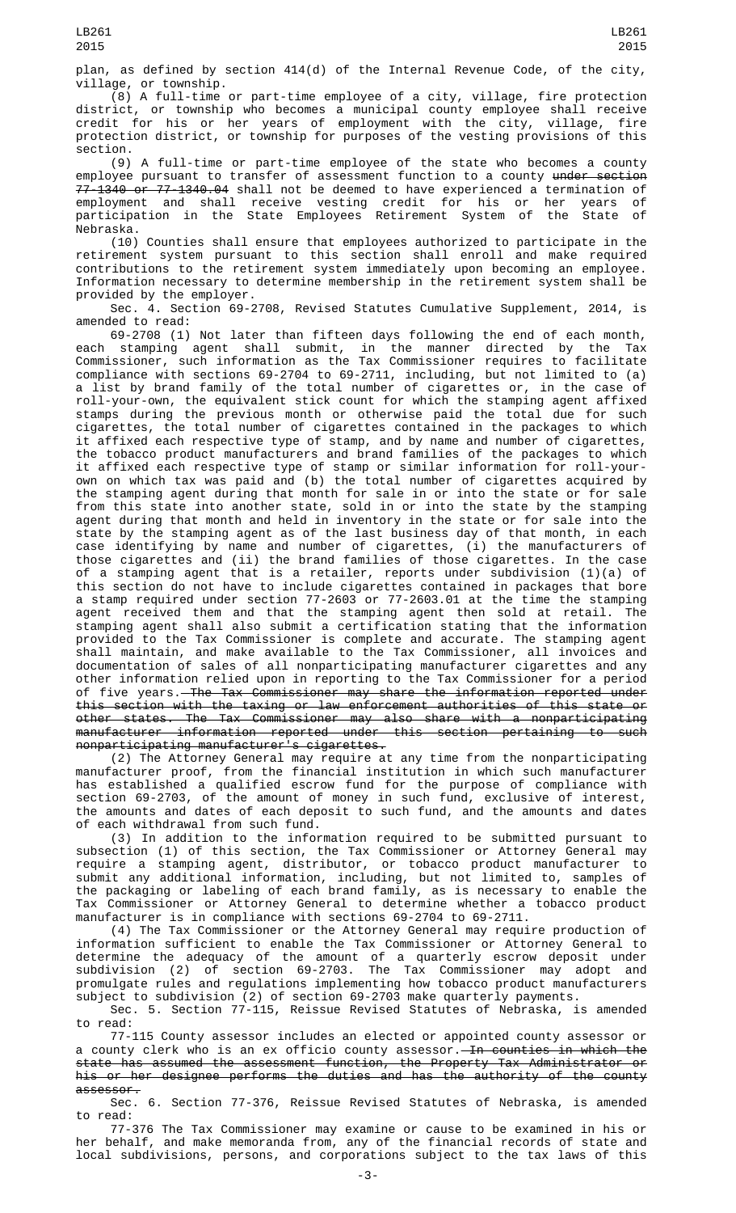plan, as defined by section 414(d) of the Internal Revenue Code, of the city, village, or township.

(8) A full-time or part-time employee of a city, village, fire protection district, or township who becomes a municipal county employee shall receive credit for his or her years of employment with the city, village, fire protection district, or township for purposes of the vesting provisions of this section.

(9) A full-time or part-time employee of the state who becomes a county employee pursuant to transfer of assessment function to a county ~~under section 77-1340 or 77-1340.04~~ shall not be deemed to have experienced a termination of employment and shall receive vesting credit for his or her years of participation in the State Employees Retirement System of the State of Nebraska.

(10) Counties shall ensure that employees authorized to participate in the retirement system pursuant to this section shall enroll and make required contributions to the retirement system immediately upon becoming an employee. Information necessary to determine membership in the retirement system shall be provided by the employer.

Sec. 4. Section 69-2708, Revised Statutes Cumulative Supplement, 2014, is amended to read:

69-2708 (1) Not later than fifteen days following the end of each month, each stamping agent shall submit, in the manner directed by the Tax Commissioner, such information as the Tax Commissioner requires to facilitate compliance with sections 69-2704 to 69-2711, including, but not limited to (a) a list by brand family of the total number of cigarettes or, in the case of roll-your-own, the equivalent stick count for which the stamping agent affixed stamps during the previous month or otherwise paid the total due for such cigarettes, the total number of cigarettes contained in the packages to which it affixed each respective type of stamp, and by name and number of cigarettes, the tobacco product manufacturers and brand families of the packages to which it affixed each respective type of stamp or similar information for roll-your-own on which tax was paid and (b) the total number of cigarettes acquired by the stamping agent during that month for sale in or into the state or for sale from this state into another state, sold in or into the state by the stamping agent during that month and held in inventory in the state or for sale into the state by the stamping agent as of the last business day of that month, in each case identifying by name and number of cigarettes, (i) the manufacturers of those cigarettes and (ii) the brand families of those cigarettes. In the case of a stamping agent that is a retailer, reports under subdivision (1)(a) of this section do not have to include cigarettes contained in packages that bore a stamp required under section 77-2603 or 77-2603.01 at the time the stamping agent received them and that the stamping agent then sold at retail. The stamping agent shall also submit a certification stating that the information provided to the Tax Commissioner is complete and accurate. The stamping agent shall maintain, and make available to the Tax Commissioner, all invoices and documentation of sales of all nonparticipating manufacturer cigarettes and any other information relied upon in reporting to the Tax Commissioner for a period of five years.~~ The Tax Commissioner may share the information reported under this section with the taxing or law enforcement authorities of this state or other states. The Tax Commissioner may also share with a nonparticipating manufacturer information reported under this section pertaining to such nonparticipating manufacturer's cigarettes.~~

(2) The Attorney General may require at any time from the nonparticipating manufacturer proof, from the financial institution in which such manufacturer has established a qualified escrow fund for the purpose of compliance with section 69-2703, of the amount of money in such fund, exclusive of interest, the amounts and dates of each deposit to such fund, and the amounts and dates of each withdrawal from such fund.

(3) In addition to the information required to be submitted pursuant to subsection (1) of this section, the Tax Commissioner or Attorney General may require a stamping agent, distributor, or tobacco product manufacturer to submit any additional information, including, but not limited to, samples of the packaging or labeling of each brand family, as is necessary to enable the Tax Commissioner or Attorney General to determine whether a tobacco product manufacturer is in compliance with sections 69-2704 to 69-2711.

(4) The Tax Commissioner or the Attorney General may require production of information sufficient to enable the Tax Commissioner or Attorney General to determine the adequacy of the amount of a quarterly escrow deposit under subdivision (2) of section 69-2703. The Tax Commissioner may adopt and promulgate rules and regulations implementing how tobacco product manufacturers subject to subdivision (2) of section 69-2703 make quarterly payments.

Sec. 5. Section 77-115, Reissue Revised Statutes of Nebraska, is amended to read:

77-115 County assessor includes an elected or appointed county assessor or a county clerk who is an ex officio county assessor.~~ In counties in which the state has assumed the assessment function, the Property Tax Administrator or his or her designee performs the duties and has the authority of the county assessor.~~

Sec. 6. Section 77-376, Reissue Revised Statutes of Nebraska, is amended to read:

77-376 The Tax Commissioner may examine or cause to be examined in his or her behalf, and make memoranda from, any of the financial records of state and local subdivisions, persons, and corporations subject to the tax laws of this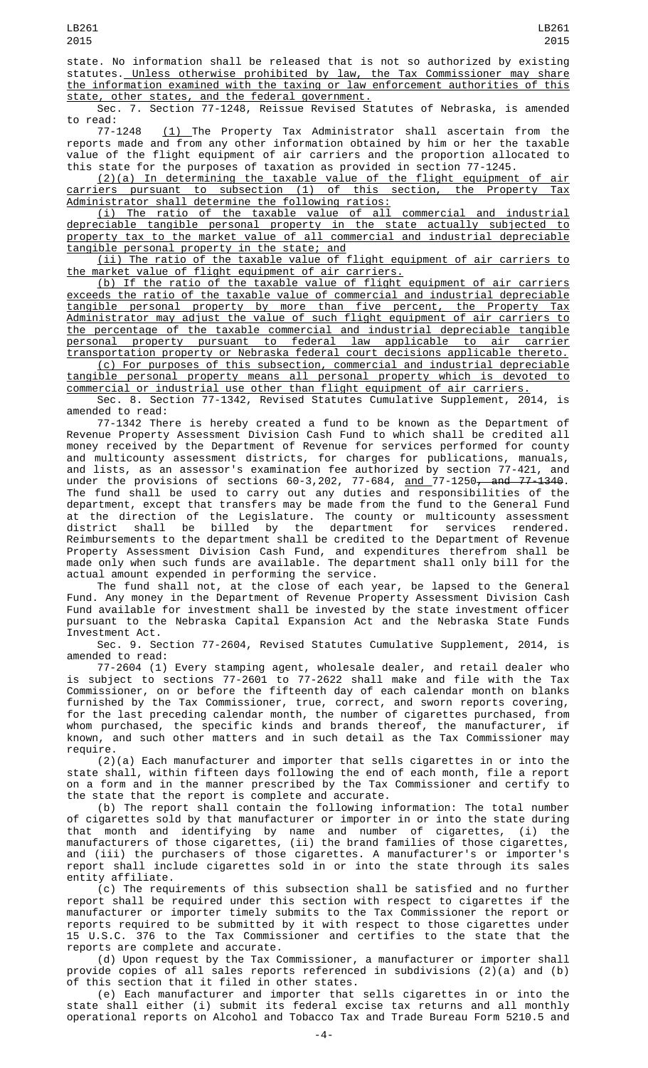state. No information shall be released that is not so authorized by existing statutes. Unless otherwise prohibited by law, the Tax Commissioner may share the information examined with the taxing or law enforcement authorities of this state, other states, and the federal government.

Sec. 7. Section 77-1248, Reissue Revised Statutes of Nebraska, is amended to read:

77-1248 (1) The Property Tax Administrator shall ascertain from the reports made and from any other information obtained by him or her the taxable value of the flight equipment of air carriers and the proportion allocated to this state for the purposes of taxation as provided in section 77-1245.

(2)(a) In determining the taxable value of the flight equipment of air carriers pursuant to subsection (1) of this section, the Property Tax Administrator shall determine the following ratios:

(i) The ratio of the taxable value of all commercial and industrial depreciable tangible personal property in the state actually subjected to property tax to the market value of all commercial and industrial depreciable tangible personal property in the state; and

(ii) The ratio of the taxable value of flight equipment of air carriers to the market value of flight equipment of air carriers.

(b) If the ratio of the taxable value of flight equipment of air carriers exceeds the ratio of the taxable value of commercial and industrial depreciable tangible personal property by more than five percent, the Property Tax Administrator may adjust the value of such flight equipment of air carriers to the percentage of the taxable commercial and industrial depreciable tangible personal property pursuant to federal law applicable to air carrier transportation property or Nebraska federal court decisions applicable thereto.

(c) For purposes of this subsection, commercial and industrial depreciable tangible personal property means all personal property which is devoted to commercial or industrial use other than flight equipment of air carriers.

Sec. 8. Section 77-1342, Revised Statutes Cumulative Supplement, 2014, is amended to read:

77-1342 There is hereby created a fund to be known as the Department of Revenue Property Assessment Division Cash Fund to which shall be credited all money received by the Department of Revenue for services performed for county and multicounty assessment districts, for charges for publications, manuals, and lists, as an assessor's examination fee authorized by section 77-421, and under the provisions of sections 60-3,202, 77-684, and 77-1250, and 77-1340. The fund shall be used to carry out any duties and responsibilities of the department, except that transfers may be made from the fund to the General Fund at the direction of the Legislature. The county or multicounty assessment district shall be billed by the department for services rendered. Reimbursements to the department shall be credited to the Department of Revenue Property Assessment Division Cash Fund, and expenditures therefrom shall be made only when such funds are available. The department shall only bill for the actual amount expended in performing the service.

The fund shall not, at the close of each year, be lapsed to the General Fund. Any money in the Department of Revenue Property Assessment Division Cash Fund available for investment shall be invested by the state investment officer pursuant to the Nebraska Capital Expansion Act and the Nebraska State Funds Investment Act.

Sec. 9. Section 77-2604, Revised Statutes Cumulative Supplement, 2014, is amended to read:

77-2604 (1) Every stamping agent, wholesale dealer, and retail dealer who is subject to sections 77-2601 to 77-2622 shall make and file with the Tax Commissioner, on or before the fifteenth day of each calendar month on blanks furnished by the Tax Commissioner, true, correct, and sworn reports covering, for the last preceding calendar month, the number of cigarettes purchased, from whom purchased, the specific kinds and brands thereof, the manufacturer, if known, and such other matters and in such detail as the Tax Commissioner may require.

(2)(a) Each manufacturer and importer that sells cigarettes in or into the state shall, within fifteen days following the end of each month, file a report on a form and in the manner prescribed by the Tax Commissioner and certify to the state that the report is complete and accurate.

(b) The report shall contain the following information: The total number of cigarettes sold by that manufacturer or importer in or into the state during that month and identifying by name and number of cigarettes, (i) the manufacturers of those cigarettes, (ii) the brand families of those cigarettes, and (iii) the purchasers of those cigarettes. A manufacturer's or importer's report shall include cigarettes sold in or into the state through its sales entity affiliate.

(c) The requirements of this subsection shall be satisfied and no further report shall be required under this section with respect to cigarettes if the manufacturer or importer timely submits to the Tax Commissioner the report or reports required to be submitted by it with respect to those cigarettes under 15 U.S.C. 376 to the Tax Commissioner and certifies to the state that the reports are complete and accurate.

(d) Upon request by the Tax Commissioner, a manufacturer or importer shall provide copies of all sales reports referenced in subdivisions (2)(a) and (b) of this section that it filed in other states.

(e) Each manufacturer and importer that sells cigarettes in or into the state shall either (i) submit its federal excise tax returns and all monthly operational reports on Alcohol and Tobacco Tax and Trade Bureau Form 5210.5 and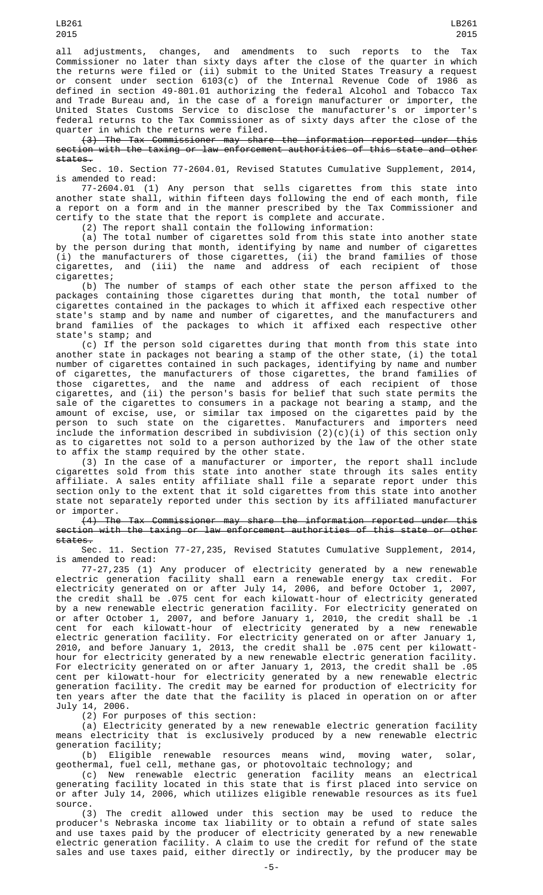all adjustments, changes, and amendments to such reports to the Tax Commissioner no later than sixty days after the close of the quarter in which the returns were filed or (ii) submit to the United States Treasury a request or consent under section 6103(c) of the Internal Revenue Code of 1986 as defined in section 49-801.01 authorizing the federal Alcohol and Tobacco Tax and Trade Bureau and, in the case of a foreign manufacturer or importer, the United States Customs Service to disclose the manufacturer's or importer's federal returns to the Tax Commissioner as of sixty days after the close of the quarter in which the returns were filed.

~~(3) The Tax Commissioner may share the information reported under this section with the taxing or law enforcement authorities of this state and other states.~~

Sec. 10. Section 77-2604.01, Revised Statutes Cumulative Supplement, 2014, is amended to read:

77-2604.01 (1) Any person that sells cigarettes from this state into another state shall, within fifteen days following the end of each month, file a report on a form and in the manner prescribed by the Tax Commissioner and certify to the state that the report is complete and accurate.

(2) The report shall contain the following information:

(a) The total number of cigarettes sold from this state into another state by the person during that month, identifying by name and number of cigarettes (i) the manufacturers of those cigarettes, (ii) the brand families of those cigarettes, and (iii) the name and address of each recipient of those cigarettes;

(b) The number of stamps of each other state the person affixed to the packages containing those cigarettes during that month, the total number of cigarettes contained in the packages to which it affixed each respective other state's stamp and by name and number of cigarettes, and the manufacturers and brand families of the packages to which it affixed each respective other state's stamp; and

(c) If the person sold cigarettes during that month from this state into another state in packages not bearing a stamp of the other state, (i) the total number of cigarettes contained in such packages, identifying by name and number of cigarettes, the manufacturers of those cigarettes, the brand families of those cigarettes, and the name and address of each recipient of those cigarettes, and (ii) the person's basis for belief that such state permits the sale of the cigarettes to consumers in a package not bearing a stamp, and the amount of excise, use, or similar tax imposed on the cigarettes paid by the person to such state on the cigarettes. Manufacturers and importers need include the information described in subdivision (2)(c)(i) of this section only as to cigarettes not sold to a person authorized by the law of the other state to affix the stamp required by the other state.

(3) In the case of a manufacturer or importer, the report shall include cigarettes sold from this state into another state through its sales entity affiliate. A sales entity affiliate shall file a separate report under this section only to the extent that it sold cigarettes from this state into another state not separately reported under this section by its affiliated manufacturer or importer.

~~(4) The Tax Commissioner may share the information reported under this section with the taxing or law enforcement authorities of this state or other states.~~

Sec. 11. Section 77-27,235, Revised Statutes Cumulative Supplement, 2014, is amended to read:

77-27,235 (1) Any producer of electricity generated by a new renewable electric generation facility shall earn a renewable energy tax credit. For electricity generated on or after July 14, 2006, and before October 1, 2007, the credit shall be .075 cent for each kilowatt-hour of electricity generated by a new renewable electric generation facility. For electricity generated on or after October 1, 2007, and before January 1, 2010, the credit shall be .1 cent for each kilowatt-hour of electricity generated by a new renewable electric generation facility. For electricity generated on or after January 1, 2010, and before January 1, 2013, the credit shall be .075 cent per kilowatt-hour for electricity generated by a new renewable electric generation facility. For electricity generated on or after January 1, 2013, the credit shall be .05 cent per kilowatt-hour for electricity generated by a new renewable electric generation facility. The credit may be earned for production of electricity for ten years after the date that the facility is placed in operation on or after July 14, 2006.

(2) For purposes of this section:

(a) Electricity generated by a new renewable electric generation facility means electricity that is exclusively produced by a new renewable electric generation facility;

(b) Eligible renewable resources means wind, moving water, solar, geothermal, fuel cell, methane gas, or photovoltaic technology; and

(c) New renewable electric generation facility means an electrical generating facility located in this state that is first placed into service on or after July 14, 2006, which utilizes eligible renewable resources as its fuel source.

(3) The credit allowed under this section may be used to reduce the producer's Nebraska income tax liability or to obtain a refund of state sales and use taxes paid by the producer of electricity generated by a new renewable electric generation facility. A claim to use the credit for refund of the state sales and use taxes paid, either directly or indirectly, by the producer may be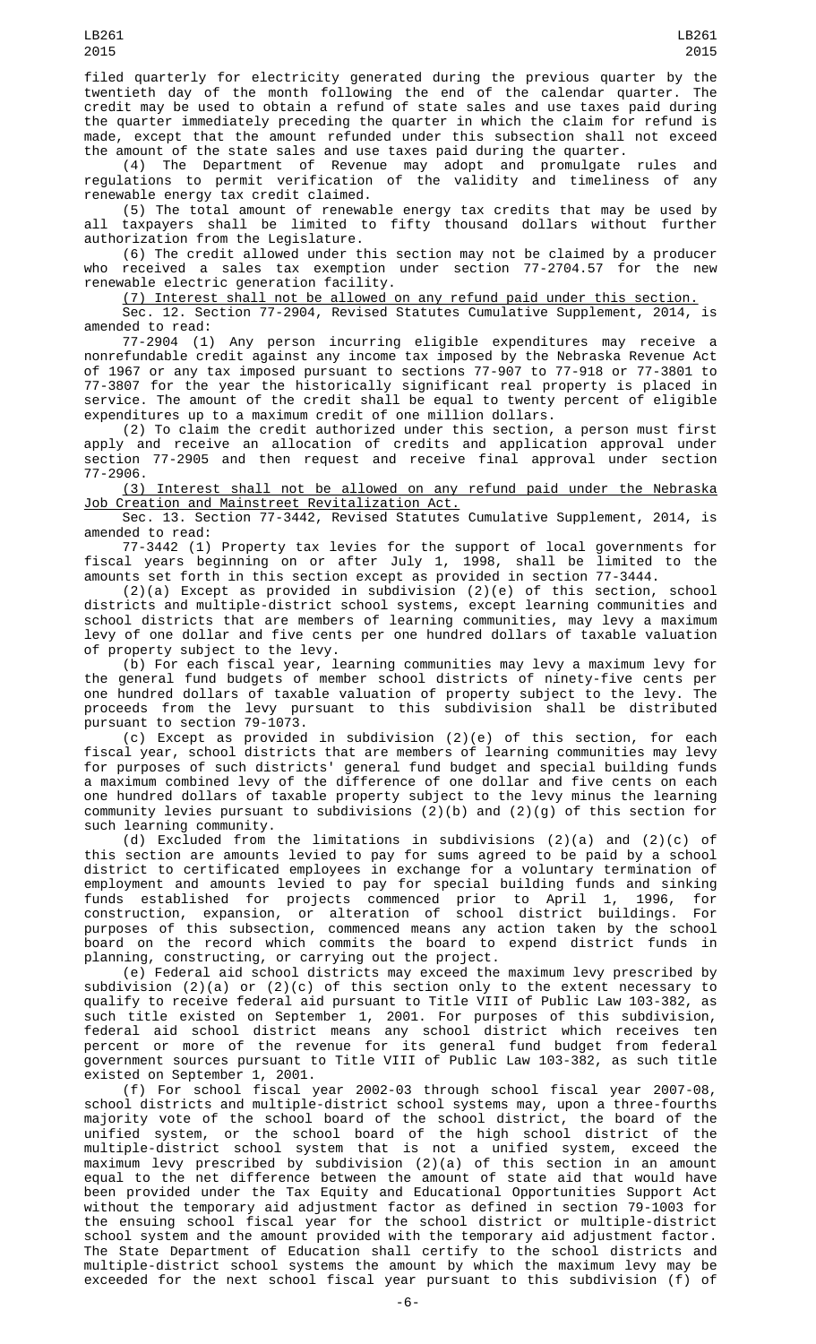filed quarterly for electricity generated during the previous quarter by the twentieth day of the month following the end of the calendar quarter. The credit may be used to obtain a refund of state sales and use taxes paid during the quarter immediately preceding the quarter in which the claim for refund is made, except that the amount refunded under this subsection shall not exceed the amount of the state sales and use taxes paid during the quarter.

(4) The Department of Revenue may adopt and promulgate rules and regulations to permit verification of the validity and timeliness of any renewable energy tax credit claimed.

(5) The total amount of renewable energy tax credits that may be used by all taxpayers shall be limited to fifty thousand dollars without further authorization from the Legislature.

(6) The credit allowed under this section may not be claimed by a producer who received a sales tax exemption under section 77-2704.57 for the new renewable electric generation facility.

(7) Interest shall not be allowed on any refund paid under this section.

Sec. 12. Section 77-2904, Revised Statutes Cumulative Supplement, 2014, is amended to read:

77-2904 (1) Any person incurring eligible expenditures may receive a nonrefundable credit against any income tax imposed by the Nebraska Revenue Act of 1967 or any tax imposed pursuant to sections 77-907 to 77-918 or 77-3801 to 77-3807 for the year the historically significant real property is placed in service. The amount of the credit shall be equal to twenty percent of eligible expenditures up to a maximum credit of one million dollars.

(2) To claim the credit authorized under this section, a person must first apply and receive an allocation of credits and application approval under section 77-2905 and then request and receive final approval under section 77-2906.

(3) Interest shall not be allowed on any refund paid under the Nebraska Job Creation and Mainstreet Revitalization Act.

Sec. 13. Section 77-3442, Revised Statutes Cumulative Supplement, 2014, is amended to read:

77-3442 (1) Property tax levies for the support of local governments for fiscal years beginning on or after July 1, 1998, shall be limited to the amounts set forth in this section except as provided in section 77-3444.

(2)(a) Except as provided in subdivision (2)(e) of this section, school districts and multiple-district school systems, except learning communities and school districts that are members of learning communities, may levy a maximum levy of one dollar and five cents per one hundred dollars of taxable valuation of property subject to the levy.

(b) For each fiscal year, learning communities may levy a maximum levy for the general fund budgets of member school districts of ninety-five cents per one hundred dollars of taxable valuation of property subject to the levy. The proceeds from the levy pursuant to this subdivision shall be distributed pursuant to section 79-1073.

(c) Except as provided in subdivision (2)(e) of this section, for each fiscal year, school districts that are members of learning communities may levy for purposes of such districts' general fund budget and special building funds a maximum combined levy of the difference of one dollar and five cents on each one hundred dollars of taxable property subject to the levy minus the learning community levies pursuant to subdivisions (2)(b) and (2)(g) of this section for such learning community.

(d) Excluded from the limitations in subdivisions (2)(a) and (2)(c) of this section are amounts levied to pay for sums agreed to be paid by a school district to certificated employees in exchange for a voluntary termination of employment and amounts levied to pay for special building funds and sinking funds established for projects commenced prior to April 1, 1996, for construction, expansion, or alteration of school district buildings. For purposes of this subsection, commenced means any action taken by the school board on the record which commits the board to expend district funds in planning, constructing, or carrying out the project.

(e) Federal aid school districts may exceed the maximum levy prescribed by subdivision (2)(a) or (2)(c) of this section only to the extent necessary to qualify to receive federal aid pursuant to Title VIII of Public Law 103-382, as such title existed on September 1, 2001. For purposes of this subdivision, federal aid school district means any school district which receives ten percent or more of the revenue for its general fund budget from federal government sources pursuant to Title VIII of Public Law 103-382, as such title existed on September 1, 2001.

(f) For school fiscal year 2002-03 through school fiscal year 2007-08, school districts and multiple-district school systems may, upon a three-fourths majority vote of the school board of the school district, the board of the unified system, or the school board of the high school district of the multiple-district school system that is not a unified system, exceed the maximum levy prescribed by subdivision (2)(a) of this section in an amount equal to the net difference between the amount of state aid that would have been provided under the Tax Equity and Educational Opportunities Support Act without the temporary aid adjustment factor as defined in section 79-1003 for the ensuing school fiscal year for the school district or multiple-district school system and the amount provided with the temporary aid adjustment factor. The State Department of Education shall certify to the school districts and multiple-district school systems the amount by which the maximum levy may be exceeded for the next school fiscal year pursuant to this subdivision (f) of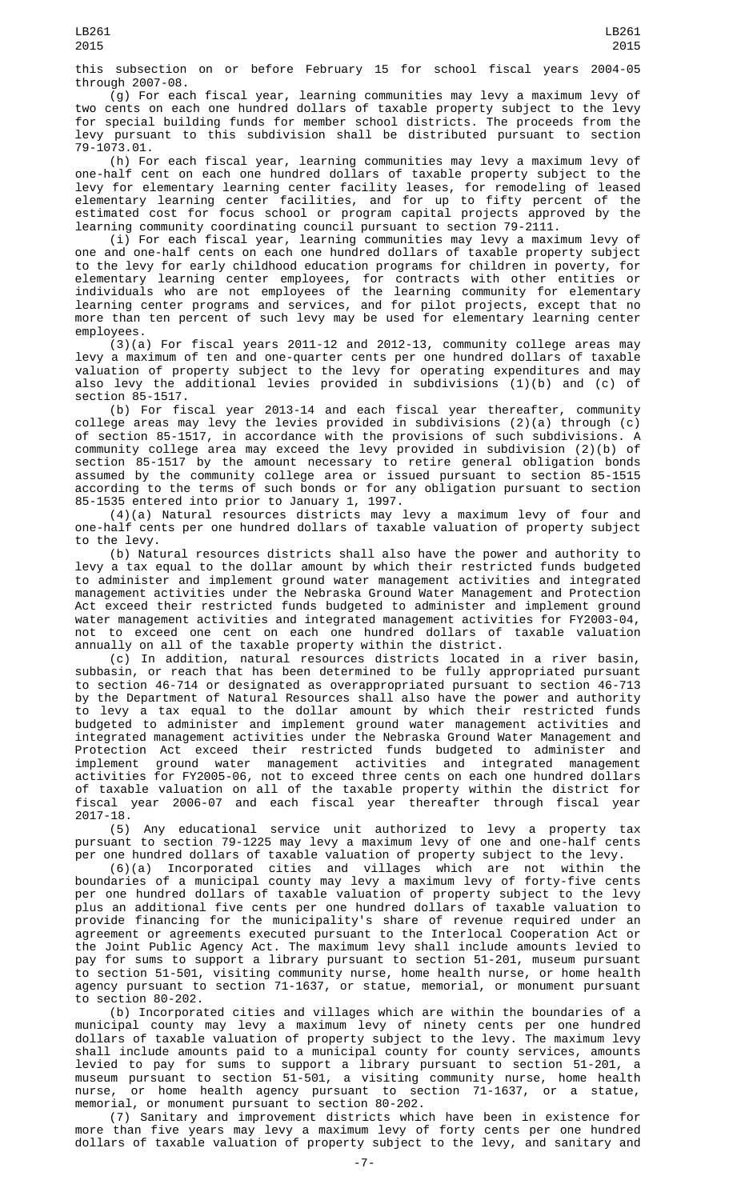this subsection on or before February 15 for school fiscal years 2004-05 through 2007-08.

(g) For each fiscal year, learning communities may levy a maximum levy of two cents on each one hundred dollars of taxable property subject to the levy for special building funds for member school districts. The proceeds from the levy pursuant to this subdivision shall be distributed pursuant to section 79-1073.01.

(h) For each fiscal year, learning communities may levy a maximum levy of one-half cent on each one hundred dollars of taxable property subject to the levy for elementary learning center facility leases, for remodeling of leased elementary learning center facilities, and for up to fifty percent of the estimated cost for focus school or program capital projects approved by the learning community coordinating council pursuant to section 79-2111.

(i) For each fiscal year, learning communities may levy a maximum levy of one and one-half cents on each one hundred dollars of taxable property subject to the levy for early childhood education programs for children in poverty, for elementary learning center employees, for contracts with other entities or individuals who are not employees of the learning community for elementary learning center programs and services, and for pilot projects, except that no more than ten percent of such levy may be used for elementary learning center employees.

(3)(a) For fiscal years 2011-12 and 2012-13, community college areas may levy a maximum of ten and one-quarter cents per one hundred dollars of taxable valuation of property subject to the levy for operating expenditures and may also levy the additional levies provided in subdivisions (1)(b) and (c) of section 85-1517.

(b) For fiscal year 2013-14 and each fiscal year thereafter, community college areas may levy the levies provided in subdivisions (2)(a) through (c) of section 85-1517, in accordance with the provisions of such subdivisions. A community college area may exceed the levy provided in subdivision (2)(b) of section 85-1517 by the amount necessary to retire general obligation bonds assumed by the community college area or issued pursuant to section 85-1515 according to the terms of such bonds or for any obligation pursuant to section 85-1535 entered into prior to January 1, 1997.

(4)(a) Natural resources districts may levy a maximum levy of four and one-half cents per one hundred dollars of taxable valuation of property subject to the levy.

(b) Natural resources districts shall also have the power and authority to levy a tax equal to the dollar amount by which their restricted funds budgeted to administer and implement ground water management activities and integrated management activities under the Nebraska Ground Water Management and Protection Act exceed their restricted funds budgeted to administer and implement ground water management activities and integrated management activities for FY2003-04, not to exceed one cent on each one hundred dollars of taxable valuation annually on all of the taxable property within the district.

(c) In addition, natural resources districts located in a river basin, subbasin, or reach that has been determined to be fully appropriated pursuant to section 46-714 or designated as overappropriated pursuant to section 46-713 by the Department of Natural Resources shall also have the power and authority to levy a tax equal to the dollar amount by which their restricted funds budgeted to administer and implement ground water management activities and integrated management activities under the Nebraska Ground Water Management and Protection Act exceed their restricted funds budgeted to administer and implement ground water management activities and integrated management activities for FY2005-06, not to exceed three cents on each one hundred dollars of taxable valuation on all of the taxable property within the district for fiscal year 2006-07 and each fiscal year thereafter through fiscal year 2017-18.

(5) Any educational service unit authorized to levy a property tax pursuant to section 79-1225 may levy a maximum levy of one and one-half cents per one hundred dollars of taxable valuation of property subject to the levy.

(6)(a) Incorporated cities and villages which are not within the boundaries of a municipal county may levy a maximum levy of forty-five cents per one hundred dollars of taxable valuation of property subject to the levy plus an additional five cents per one hundred dollars of taxable valuation to provide financing for the municipality's share of revenue required under an agreement or agreements executed pursuant to the Interlocal Cooperation Act or the Joint Public Agency Act. The maximum levy shall include amounts levied to pay for sums to support a library pursuant to section 51-201, museum pursuant to section 51-501, visiting community nurse, home health nurse, or home health agency pursuant to section 71-1637, or statue, memorial, or monument pursuant to section 80-202.

(b) Incorporated cities and villages which are within the boundaries of a municipal county may levy a maximum levy of ninety cents per one hundred dollars of taxable valuation of property subject to the levy. The maximum levy shall include amounts paid to a municipal county for county services, amounts levied to pay for sums to support a library pursuant to section 51-201, a museum pursuant to section 51-501, a visiting community nurse, home health nurse, or home health agency pursuant to section 71-1637, or a statue, memorial, or monument pursuant to section 80-202.

(7) Sanitary and improvement districts which have been in existence for more than five years may levy a maximum levy of forty cents per one hundred dollars of taxable valuation of property subject to the levy, and sanitary and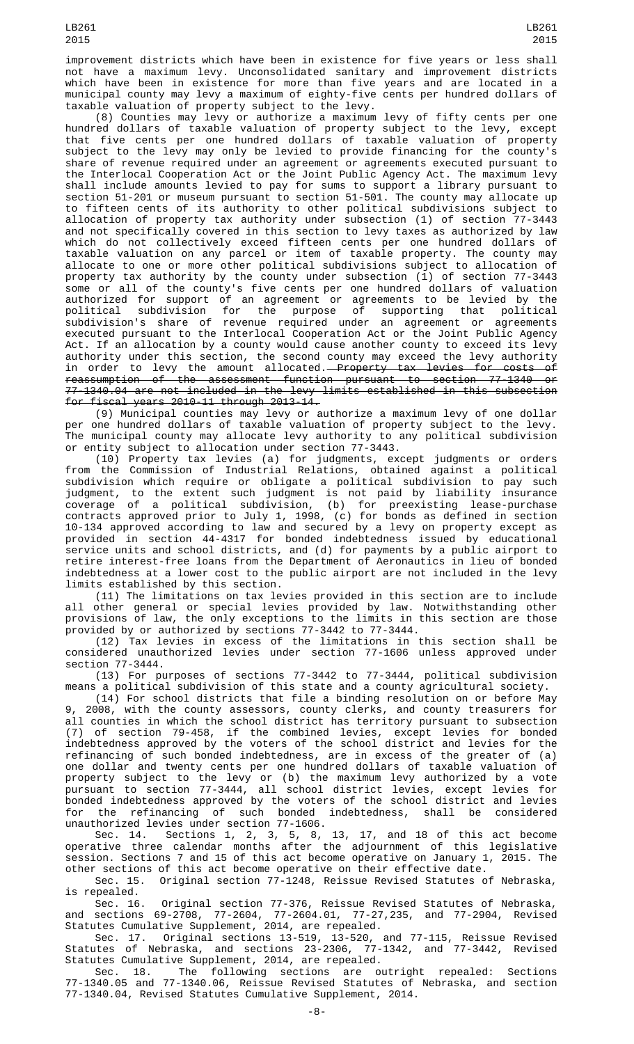improvement districts which have been in existence for five years or less shall not have a maximum levy. Unconsolidated sanitary and improvement districts which have been in existence for more than five years and are located in a municipal county may levy a maximum of eighty-five cents per hundred dollars of taxable valuation of property subject to the levy.

(8) Counties may levy or authorize a maximum levy of fifty cents per one hundred dollars of taxable valuation of property subject to the levy, except that five cents per one hundred dollars of taxable valuation of property subject to the levy may only be levied to provide financing for the county's share of revenue required under an agreement or agreements executed pursuant to the Interlocal Cooperation Act or the Joint Public Agency Act. The maximum levy shall include amounts levied to pay for sums to support a library pursuant to section 51-201 or museum pursuant to section 51-501. The county may allocate up to fifteen cents of its authority to other political subdivisions subject to allocation of property tax authority under subsection (1) of section 77-3443 and not specifically covered in this section to levy taxes as authorized by law which do not collectively exceed fifteen cents per one hundred dollars of taxable valuation on any parcel or item of taxable property. The county may allocate to one or more other political subdivisions subject to allocation of property tax authority by the county under subsection (1) of section 77-3443 some or all of the county's five cents per one hundred dollars of valuation authorized for support of an agreement or agreements to be levied by the political subdivision for the purpose of supporting that political subdivision's share of revenue required under an agreement or agreements executed pursuant to the Interlocal Cooperation Act or the Joint Public Agency Act. If an allocation by a county would cause another county to exceed its levy authority under this section, the second county may exceed the levy authority in order to levy the amount allocated. ~~Property tax levies for costs of reassumption of the assessment function pursuant to section 77-1340 or 77-1340.04 are not included in the levy limits established in this subsection for fiscal years 2010-11 through 2013-14.~~

(9) Municipal counties may levy or authorize a maximum levy of one dollar per one hundred dollars of taxable valuation of property subject to the levy. The municipal county may allocate levy authority to any political subdivision or entity subject to allocation under section 77-3443.

(10) Property tax levies (a) for judgments, except judgments or orders from the Commission of Industrial Relations, obtained against a political subdivision which require or obligate a political subdivision to pay such judgment, to the extent such judgment is not paid by liability insurance coverage of a political subdivision, (b) for preexisting lease-purchase contracts approved prior to July 1, 1998, (c) for bonds as defined in section 10-134 approved according to law and secured by a levy on property except as provided in section 44-4317 for bonded indebtedness issued by educational service units and school districts, and (d) for payments by a public airport to retire interest-free loans from the Department of Aeronautics in lieu of bonded indebtedness at a lower cost to the public airport are not included in the levy limits established by this section.

(11) The limitations on tax levies provided in this section are to include all other general or special levies provided by law. Notwithstanding other provisions of law, the only exceptions to the limits in this section are those provided by or authorized by sections 77-3442 to 77-3444.

(12) Tax levies in excess of the limitations in this section shall be considered unauthorized levies under section 77-1606 unless approved under section 77-3444.

(13) For purposes of sections 77-3442 to 77-3444, political subdivision means a political subdivision of this state and a county agricultural society.

(14) For school districts that file a binding resolution on or before May 9, 2008, with the county assessors, county clerks, and county treasurers for all counties in which the school district has territory pursuant to subsection (7) of section 79-458, if the combined levies, except levies for bonded indebtedness approved by the voters of the school district and levies for the refinancing of such bonded indebtedness, are in excess of the greater of (a) one dollar and twenty cents per one hundred dollars of taxable valuation of property subject to the levy or (b) the maximum levy authorized by a vote pursuant to section 77-3444, all school district levies, except levies for bonded indebtedness approved by the voters of the school district and levies for the refinancing of such bonded indebtedness, shall be considered unauthorized levies under section 77-1606.

Sec. 14. Sections 1, 2, 3, 5, 8, 13, 17, and 18 of this act become operative three calendar months after the adjournment of this legislative session. Sections 7 and 15 of this act become operative on January 1, 2015. The other sections of this act become operative on their effective date.

Sec. 15. Original section 77-1248, Reissue Revised Statutes of Nebraska, is repealed.

Sec. 16. Original section 77-376, Reissue Revised Statutes of Nebraska, and sections 69-2708, 77-2604, 77-2604.01, 77-27,235, and 77-2904, Revised Statutes Cumulative Supplement, 2014, are repealed.

Sec. 17. Original sections 13-519, 13-520, and 77-115, Reissue Revised Statutes of Nebraska, and sections 23-2306, 77-1342, and 77-3442, Revised Statutes Cumulative Supplement, 2014, are repealed.

Sec. 18. The following sections are outright repealed: Sections 77-1340.05 and 77-1340.06, Reissue Revised Statutes of Nebraska, and section 77-1340.04, Revised Statutes Cumulative Supplement, 2014.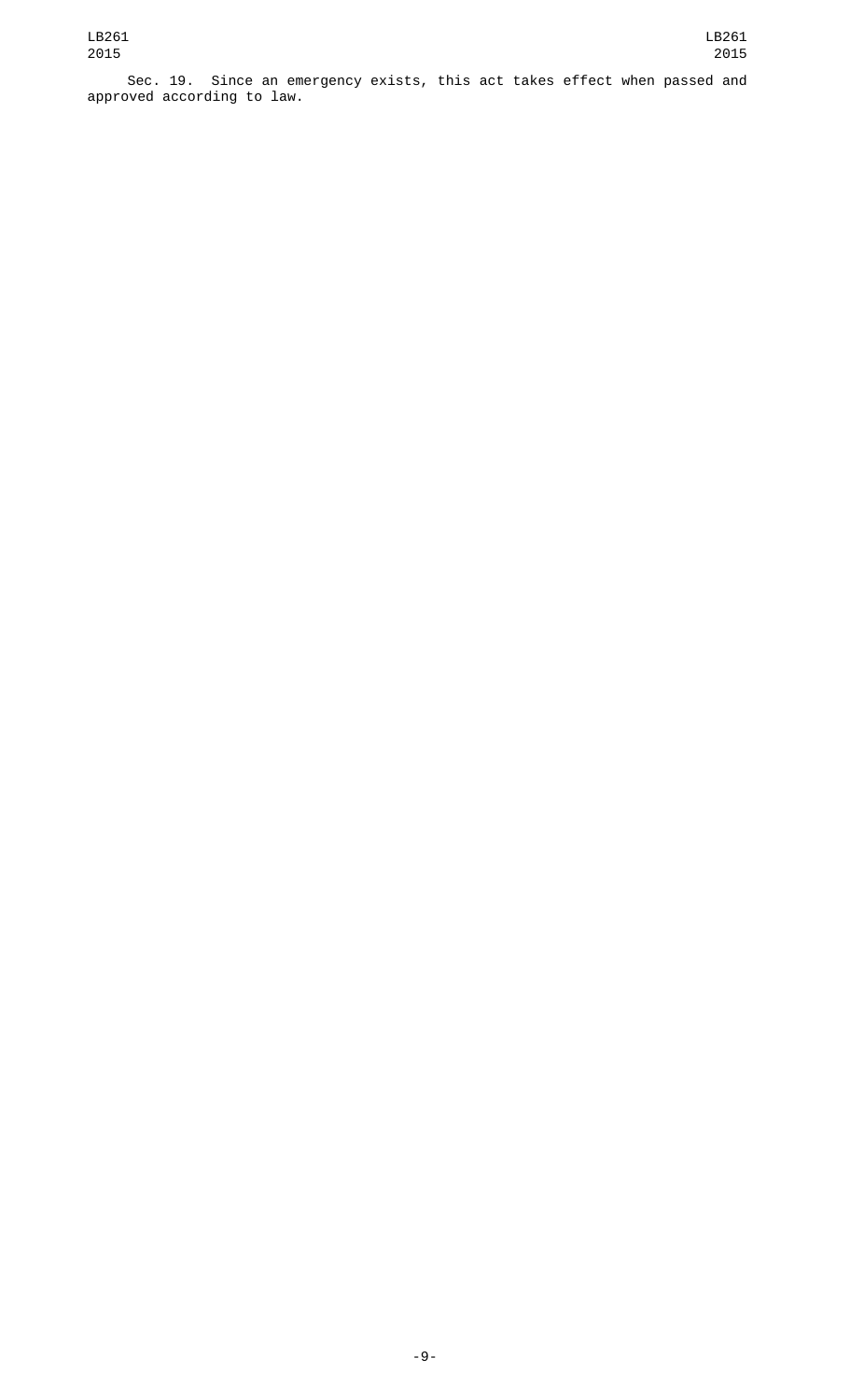Sec. 19. Since an emergency exists, this act takes effect when passed and approved according to law.